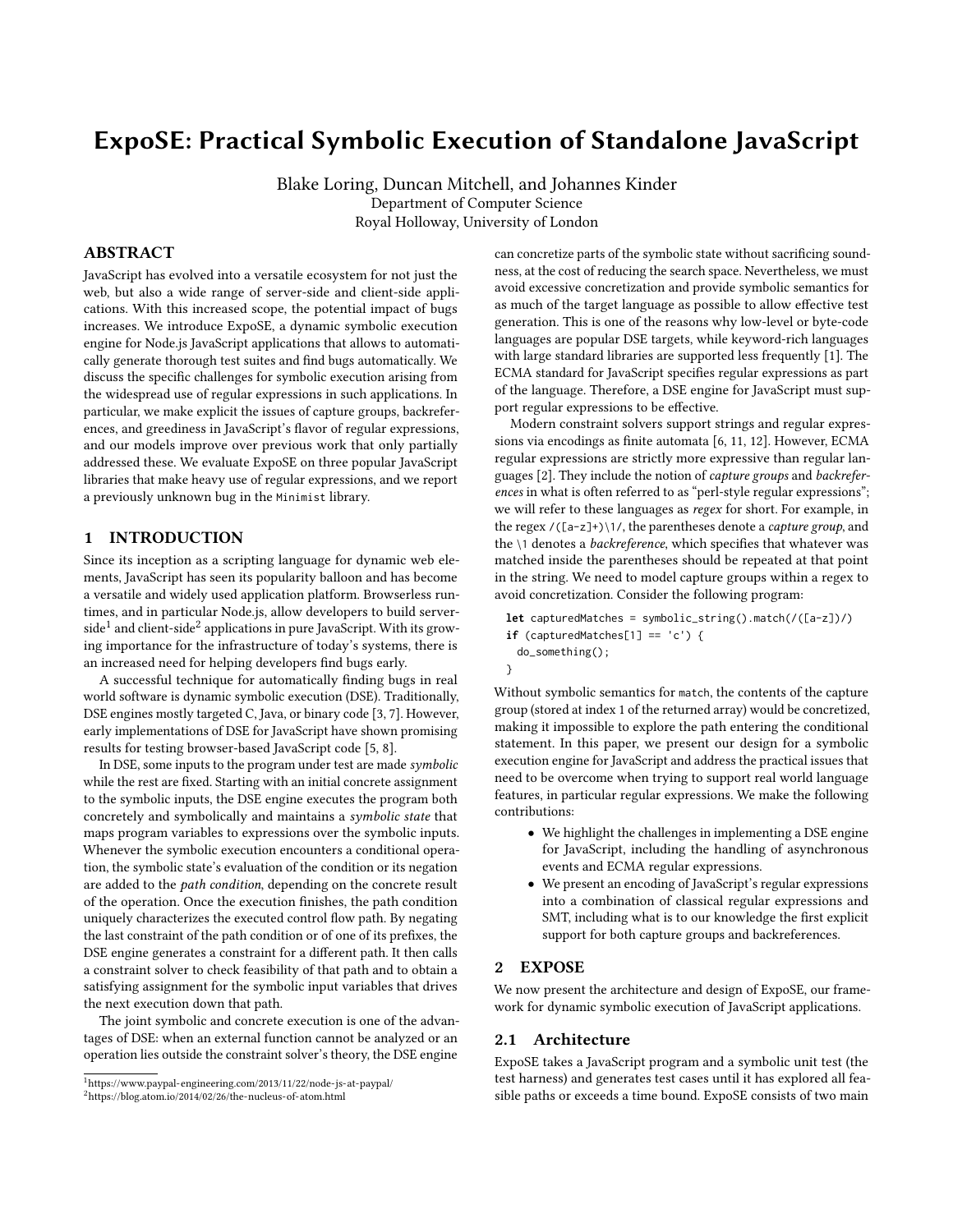# ExpoSE: Practical Symbolic Execution of Standalone JavaScript

Blake Loring, Duncan Mitchell, and Johannes Kinder
Department of Computer Science
Royal Holloway, University of London

## ABSTRACT

JavaScript has evolved into a versatile ecosystem for not just the web, but also a wide range of server-side and client-side applications. With this increased scope, the potential impact of bugs increases. We introduce ExpoSE, a dynamic symbolic execution engine for Node.js JavaScript applications that allows to automatically generate thorough test suites and find bugs automatically. We discuss the specific challenges for symbolic execution arising from the widespread use of regular expressions in such applications. In particular, we make explicit the issues of capture groups, backreferences, and greediness in JavaScript's flavor of regular expressions, and our models improve over previous work that only partially addressed these. We evaluate ExpoSE on three popular JavaScript libraries that make heavy use of regular expressions, and we report a previously unknown bug in the `Minimist` library.

## 1 INTRODUCTION

Since its inception as a scripting language for dynamic web elements, JavaScript has seen its popularity balloon and has become a versatile and widely used application platform. Browserless runtimes, and in particular Node.js, allow developers to build server-side[1] and client-side[2] applications in pure JavaScript. With its growing importance for the infrastructure of today's systems, there is an increased need for helping developers find bugs early.

A successful technique for automatically finding bugs in real world software is dynamic symbolic execution (DSE). Traditionally, DSE engines mostly targeted C, Java, or binary code [3, 7]. However, early implementations of DSE for JavaScript have shown promising results for testing browser-based JavaScript code [5, 8].

In DSE, some inputs to the program under test are made *symbolic* while the rest are fixed. Starting with an initial concrete assignment to the symbolic inputs, the DSE engine executes the program both concretely and symbolically and maintains a *symbolic state* that maps program variables to expressions over the symbolic inputs. Whenever the symbolic execution encounters a conditional operation, the symbolic state's evaluation of the condition or its negation are added to the *path condition*, depending on the concrete result of the operation. Once the execution finishes, the path condition uniquely characterizes the executed control flow path. By negating the last constraint of the path condition or of one of its prefixes, the DSE engine generates a constraint for a different path. It then calls a constraint solver to check feasibility of that path and to obtain a satisfying assignment for the symbolic input variables that drives the next execution down that path.

The joint symbolic and concrete execution is one of the advantages of DSE: when an external function cannot be analyzed or an operation lies outside the constraint solver's theory, the DSE engine can concretize parts of the symbolic state without sacrificing soundness, at the cost of reducing the search space. Nevertheless, we must avoid excessive concretization and provide symbolic semantics for as much of the target language as possible to allow effective test generation. This is one of the reasons why low-level or byte-code languages are popular DSE targets, while keyword-rich languages with large standard libraries are supported less frequently [1]. The ECMA standard for JavaScript specifies regular expressions as part of the language. Therefore, a DSE engine for JavaScript must support regular expressions to be effective.

Modern constraint solvers support strings and regular expressions via encodings as finite automata [6, 11, 12]. However, ECMA regular expressions are strictly more expressive than regular languages [2]. They include the notion of *capture groups* and *backreferences* in what is often referred to as "perl-style regular expressions"; we will refer to these languages as *regex* for short. For example, in the regex `/([a-z]+)\1/`, the parentheses denote a *capture group*, and the `\1` denotes a *backreference*, which specifies that whatever was matched inside the parentheses should be repeated at that point in the string. We need to model capture groups within a regex to avoid concretization. Consider the following program:

```
let capturedMatches = symbolic_string().match(/([a-z])/)
if (capturedMatches[1] == 'c') {
  do_something();
}
```

Without symbolic semantics for `match`, the contents of the capture group (stored at index 1 of the returned array) would be concretized, making it impossible to explore the path entering the conditional statement. In this paper, we present our design for a symbolic execution engine for JavaScript and address the practical issues that need to be overcome when trying to support real world language features, in particular regular expressions. We make the following contributions:

- We highlight the challenges in implementing a DSE engine for JavaScript, including the handling of asynchronous events and ECMA regular expressions.
- We present an encoding of JavaScript's regular expressions into a combination of classical regular expressions and SMT, including what is to our knowledge the first explicit support for both capture groups and backreferences.

## 2 EXPOSE

We now present the architecture and design of ExpoSE, our framework for dynamic symbolic execution of JavaScript applications.

### 2.1 Architecture

ExpoSE takes a JavaScript program and a symbolic unit test (the test harness) and generates test cases until it has explored all feasible paths or exceeds a time bound. ExpoSE consists of two main

[1] https://www.paypal-engineering.com/2013/11/22/node-js-at-paypal/
[2] https://blog.atom.io/2014/02/26/the-nucleus-of-atom.html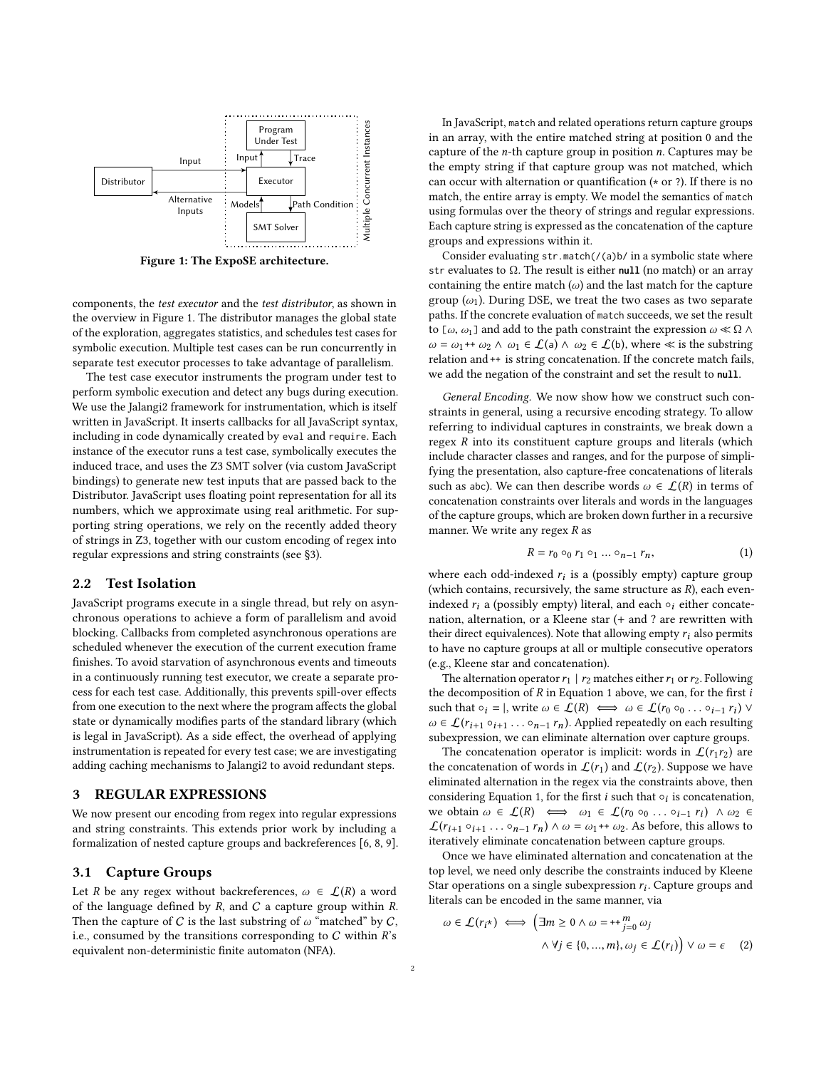Distributor

Input

Alternative Inputs

Input

Trace

Program Under Test

Executor

Models

Path Condition

SMT Solver

Multiple Concurrent Instances

**Figure 1: The ExpoSE architecture.**

components, the *test executor* and the *test distributor*, as shown in the overview in Figure 1. The distributor manages the global state of the exploration, aggregates statistics, and schedules test cases for symbolic execution. Multiple test cases can be run concurrently in separate test executor processes to take advantage of parallelism.

The test case executor instruments the program under test to perform symbolic execution and detect any bugs during execution. We use the Jalangi2 framework for instrumentation, which is itself written in JavaScript. It inserts callbacks for all JavaScript syntax, including in code dynamically created by `eval` and `require`. Each instance of the executor runs a test case, symbolically executes the induced trace, and uses the Z3 SMT solver (via custom JavaScript bindings) to generate new test inputs that are passed back to the Distributor. JavaScript uses floating point representation for all its numbers, which we approximate using real arithmetic. For supporting string operations, we rely on the recently added theory of strings in Z3, together with our custom encoding of regex into regular expressions and string constraints (see §3).

## 2.2 Test Isolation

JavaScript programs execute in a single thread, but rely on asynchronous operations to achieve a form of parallelism and avoid blocking. Callbacks from completed asynchronous operations are scheduled whenever the execution of the current execution frame finishes. To avoid starvation of asynchronous events and timeouts in a continuously running test executor, we create a separate process for each test case. Additionally, this prevents spill-over effects from one execution to the next where the program affects the global state or dynamically modifies parts of the standard library (which is legal in JavaScript). As a side effect, the overhead of applying instrumentation is repeated for every test case; we are investigating adding caching mechanisms to Jalangi2 to avoid redundant steps.

# 3 REGULAR EXPRESSIONS

We now present our encoding from regex into regular expressions and string constraints. This extends prior work by including a formalization of nested capture groups and backreferences [6, 8, 9].

## 3.1 Capture Groups

Let $R$ be any regex without backreferences, $\omega \in \mathcal{L}(R)$ a word of the language defined by $R$, and $C$ a capture group within $R$. Then the capture of $C$ is the last substring of $\omega$ "matched" by $C$, i.e., consumed by the transitions corresponding to $C$ within $R$'s equivalent non-deterministic finite automaton (NFA).

In JavaScript, `match` and related operations return capture groups in an array, with the entire matched string at position 0 and the capture of the $n$-th capture group in position $n$. Captures may be the empty string if that capture group was not matched, which can occur with alternation or quantification (`*` or `?`). If there is no match, the entire array is empty. We model the semantics of `match` using formulas over the theory of strings and regular expressions. Each capture string is expressed as the concatenation of the capture groups and expressions within it.

Consider evaluating `str.match(/(a)b/` in a symbolic state where `str` evaluates to $\Omega$. The result is either **`null`** (no match) or an array containing the entire match ($\omega$) and the last match for the capture group ($\omega_1$). During DSE, we treat the two cases as two separate paths. If the concrete evaluation of `match` succeeds, we set the result to $[\omega, \omega_1]$ and add to the path constraint the expression $\omega \ll \Omega \wedge \omega = \omega_1 \mathbin{+\!\!+} \omega_2 \wedge \omega_1 \in \mathcal{L}(\mathtt{a}) \wedge \omega_2 \in \mathcal{L}(\mathtt{b})$, where $\ll$ is the substring relation and $\mathbin{+\!\!+}$ is string concatenation. If the concrete match fails, we add the negation of the constraint and set the result to **`null`**.

*General Encoding.* We now show how we construct such constraints in general, using a recursive encoding strategy. To allow referring to individual captures in constraints, we break down a regex $R$ into its constituent capture groups and literals (which include character classes and ranges, and for the purpose of simplifying the presentation, also capture-free concatenations of literals such as `abc`). We can then describe words $\omega \in \mathcal{L}(R)$ in terms of concatenation constraints over literals and words in the languages of the capture groups, which are broken down further in a recursive manner. We write any regex $R$ as

$$R = r_0 \circ_0 r_1 \circ_1 \ldots \circ_{n-1} r_n, \tag{1}$$

where each odd-indexed $r_i$ is a (possibly empty) capture group (which contains, recursively, the same structure as $R$), each even-indexed $r_i$ a (possibly empty) literal, and each $\circ_i$ either concatenation, alternation, or a Kleene star (+ and ? are rewritten with their direct equivalences). Note that allowing empty $r_i$ also permits to have no capture groups at all or multiple consecutive operators (e.g., Kleene star and concatenation).

The alternation operator $r_1 \mid r_2$ matches either $r_1$ or $r_2$. Following the decomposition of $R$ in Equation 1 above, we can, for the first $i$ such that $\circ_i = |$, write $\omega \in \mathcal{L}(R) \iff \omega \in \mathcal{L}(r_0 \circ_0 \ldots \circ_{i-1} r_i) \vee \omega \in \mathcal{L}(r_{i+1} \circ_{i+1} \ldots \circ_{n-1} r_n)$. Applied repeatedly on each resulting subexpression, we can eliminate alternation over capture groups.

The concatenation operator is implicit: words in $\mathcal{L}(r_1 r_2)$ are the concatenation of words in $\mathcal{L}(r_1)$ and $\mathcal{L}(r_2)$. Suppose we have eliminated alternation in the regex via the constraints above, then considering Equation 1, for the first $i$ such that $\circ_i$ is concatenation, we obtain $\omega \in \mathcal{L}(R) \iff \omega_1 \in \mathcal{L}(r_0 \circ_0 \ldots \circ_{i-1} r_i) \wedge \omega_2 \in \mathcal{L}(r_{i+1} \circ_{i+1} \ldots \circ_{n-1} r_n) \wedge \omega = \omega_1 \mathbin{+\!\!+} \omega_2$. As before, this allows to iteratively eliminate concatenation between capture groups.

Once we have eliminated alternation and concatenation at the top level, we need only describe the constraints induced by Kleene Star operations on a single subexpression $r_i$. Capture groups and literals can be encoded in the same manner, via

$$\omega \in \mathcal{L}(r_i{*}) \iff \Big(\exists m \geq 0 \wedge \omega = \mathop{+\!\!+}_{j=0}^{m} \omega_j \wedge \forall j \in \{0, \ldots, m\}, \omega_j \in \mathcal{L}(r_i)\Big) \vee \omega = \epsilon \tag{2}$$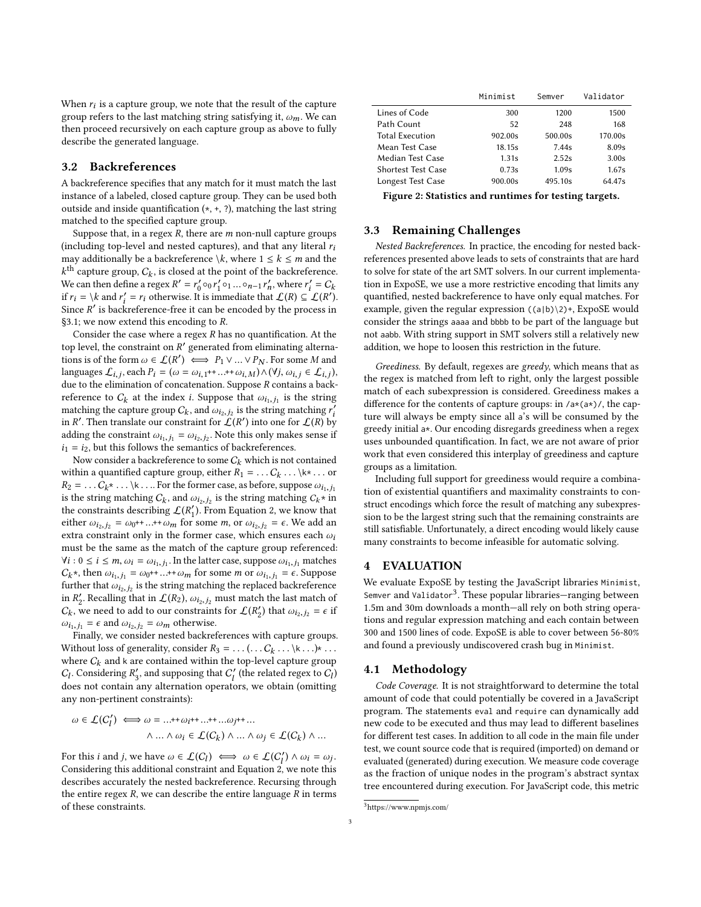When $r_i$ is a capture group, we note that the result of the capture group refers to the last matching string satisfying it, $\omega_m$. We can then proceed recursively on each capture group as above to fully describe the generated language.

## 3.2 Backreferences

A backreference specifies that any match for it must match the last instance of a labeled, closed capture group. They can be used both outside and inside quantification (*, +, ?), matching the last string matched to the specified capture group.

Suppose that, in a regex $R$, there are $m$ non-null capture groups (including top-level and nested captures), and that any literal $r_i$ may additionally be a backreference $\backslash k$, where $1 \leq k \leq m$ and the $k^{\text{th}}$ capture group, $C_k$, is closed at the point of the backreference. We can then define a regex $R' = r'_0 \circ_0 r'_1 \circ_1 \ldots \circ_{n-1} r'_n$, where $r'_i = C_k$ if $r_i = \backslash k$ and $r'_i = r_i$ otherwise. It is immediate that $\mathcal{L}(R) \subseteq \mathcal{L}(R')$. Since $R'$ is backreference-free it can be encoded by the process in §3.1; we now extend this encoding to $R$.

Consider the case where a regex $R$ has no quantification. At the top level, the constraint on $R'$ generated from eliminating alternations is of the form $\omega \in \mathcal{L}(R') \iff P_1 \vee \ldots \vee P_N$. For some $M$ and languages $\mathcal{L}_{i,j}$, each $P_i = (\omega = \omega_{i,1}{+\!\!+} \ldots {+\!\!+}\,\omega_{i,M}) \wedge (\forall j, \omega_{i,j} \in \mathcal{L}_{i,j})$, due to the elimination of concatenation. Suppose $R$ contains a backreference to $C_k$ at the index $i$. Suppose that $\omega_{i_1,j_1}$ is the string matching the capture group $C_k$, and $\omega_{i_2,j_2}$ is the string matching $r'_i$ in $R'$. Then translate our constraint for $\mathcal{L}(R')$ into one for $\mathcal{L}(R)$ by adding the constraint $\omega_{i_1,j_1} = \omega_{i_2,j_2}$. Note this only makes sense if $i_1 = i_2$, but this follows the semantics of backreferences.

Now consider a backreference to some $C_k$ which is not contained within a quantified capture group, either $R_1 = \ldots C_k \ldots \backslash k* \ldots$ or $R_2 = \ldots C_k* \ldots \backslash k \ldots$. For the former case, as before, suppose $\omega_{i_1,j_1}$ is the string matching $C_k$, and $\omega_{i_2,j_2}$ is the string matching $C_k*$ in the constraints describing $\mathcal{L}(R'_1)$. From Equation 2, we know that either $\omega_{i_2,j_2} = \omega_0{+\!\!+} \ldots {+\!\!+}\,\omega_m$ for some $m$, or $\omega_{i_2,j_2} = \epsilon$. We add an extra constraint only in the former case, which ensures each $\omega_i$ must be the same as the match of the capture group referenced: $\forall i : 0 \leq i \leq m, \omega_i = \omega_{i_1,j_1}$. In the latter case, suppose $\omega_{i_1,j_1}$ matches $C_k*$, then $\omega_{i_1,j_1} = \omega_0{+\!\!+} \ldots {+\!\!+}\,\omega_m$ for some $m$ or $\omega_{i_1,j_1} = \epsilon$. Suppose further that $\omega_{i_2,j_2}$ is the string matching the replaced backreference in $R'_2$. Recalling that in $\mathcal{L}(R_2)$, $\omega_{i_2,j_2}$ must match the last match of $C_k$, we need to add to our constraints for $\mathcal{L}(R'_2)$ that $\omega_{i_2,j_2} = \epsilon$ if $\omega_{i_1,j_1} = \epsilon$ and $\omega_{i_2,j_2} = \omega_m$ otherwise.

Finally, we consider nested backreferences with capture groups. Without loss of generality, consider $R_3 = \ldots (\ldots C_k \ldots \backslash \mathtt{k} \ldots)* \ldots$ where $C_k$ and k are contained within the top-level capture group $C_l$. Considering $R'_3$, and supposing that $C'_l$ (the related regex to $C_l$) does not contain any alternation operators, we obtain (omitting any non-pertinent constraints):

$$
\begin{aligned}
\omega \in \mathcal{L}(C'_l) \iff \omega = \ldots {+\!\!+}\,\omega_i {+\!\!+} \ldots {+\!\!+} \ldots \omega_j {+\!\!+} \ldots \\
\wedge \ldots \wedge\, \omega_i \in \mathcal{L}(C_k) \wedge \ldots \wedge\, \omega_j \in \mathcal{L}(C_k) \wedge \ldots
\end{aligned}
$$

For this $i$ and $j$, we have $\omega \in \mathcal{L}(C_l) \iff \omega \in \mathcal{L}(C'_l) \wedge \omega_i = \omega_j$. Considering this additional constraint and Equation 2, we note this describes accurately the nested backreference. Recursing through the entire regex $R$, we can describe the entire language $R$ in terms of these constraints.

| | `Minimist` | `Semver` | `Validator` |
|---|---|---|---|
| Lines of Code | 300 | 1200 | 1500 |
| Path Count | 52 | 248 | 168 |
| Total Execution | 902.00s | 500.00s | 170.00s |
| Mean Test Case | 18.15s | 7.44s | 8.09s |
| Median Test Case | 1.31s | 2.52s | 3.00s |
| Shortest Test Case | 0.73s | 1.09s | 1.67s |
| Longest Test Case | 900.00s | 495.10s | 64.47s |

**Figure 2: Statistics and runtimes for testing targets.**

## 3.3 Remaining Challenges

*Nested Backreferences.* In practice, the encoding for nested backreferences presented above leads to sets of constraints that are hard to solve for state of the art SMT solvers. In our current implementation in ExpoSE, we use a more restrictive encoding that limits any quantified, nested backreference to have only equal matches. For example, given the regular expression `((a|b)\2)+`, ExpoSE would consider the strings `aaaa` and `bbbb` to be part of the language but not `aabb`. With string support in SMT solvers still a relatively new addition, we hope to loosen this restriction in the future.

*Greediness.* By default, regexes are *greedy*, which means that as the regex is matched from left to right, only the largest possible match of each subexpression is considered. Greediness makes a difference for the contents of capture groups: in `/a*(a*)/`, the capture will always be empty since all a's will be consumed by the greedy initial `a*`. Our encoding disregards greediness when a regex uses unbounded quantification. In fact, we are not aware of prior work that even considered this interplay of greediness and capture groups as a limitation.

Including full support for greediness would require a combination of existential quantifiers and maximality constraints to construct encodings which force the result of matching any subexpression to be the largest string such that the remaining constraints are still satisfiable. Unfortunately, a direct encoding would likely cause many constraints to become infeasible for automatic solving.

# 4 EVALUATION

We evaluate ExpoSE by testing the JavaScript libraries `Minimist`, `Semver` and `Validator`[3]. These popular libraries—ranging between 1.5m and 30m downloads a month—all rely on both string operations and regular expression matching and each contain between 300 and 1500 lines of code. ExpoSE is able to cover between 56-80% and found a previously undiscovered crash bug in `Minimist`.

## 4.1 Methodology

*Code Coverage.* It is not straightforward to determine the total amount of code that could potentially be covered in a JavaScript program. The statements `eval` and `require` can dynamically add new code to be executed and thus may lead to different baselines for different test cases. In addition to all code in the main file under test, we count source code that is required (imported) on demand or evaluated (generated) during execution. We measure code coverage as the fraction of unique nodes in the program's abstract syntax tree encountered during execution. For JavaScript code, this metric

[3] https://www.npmjs.com/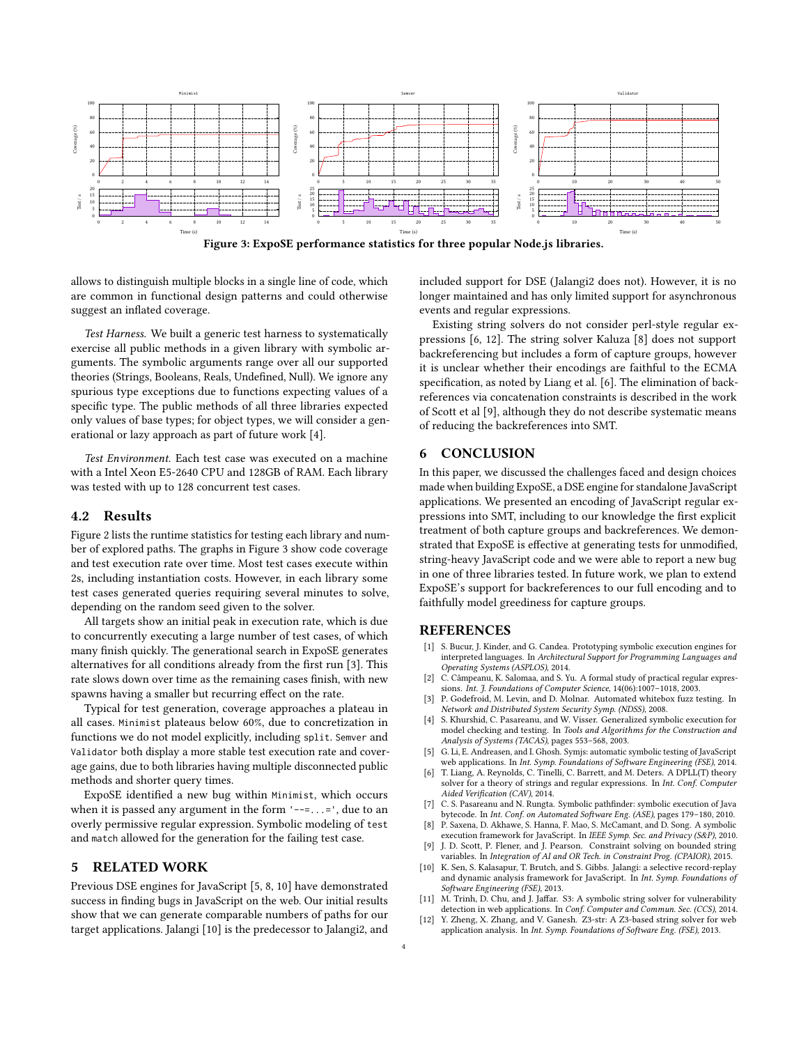Minimist

100
80
60
40
20
0

Coverage (%)

0 2 4 6 8 10 12 14

20
15
10
5
0

Test / s

0 2 4 6 8 10 12 14

Time (s)

Semver

100
80
60
40
20
0

Coverage (%)

0 5 10 15 20 25 30 35

25
20
15
10
5
0

Test / s

0 5 10 15 20 25 30 35

Time (s)

Validator

100
80
60
40
20
0

Coverage (%)

0 10 20 30 40 50

25
20
15
10
5
0

Test / s

0 10 20 30 40 50

Time (s)

**Figure 3: ExpoSE performance statistics for three popular Node.js libraries.**

allows to distinguish multiple blocks in a single line of code, which are common in functional design patterns and could otherwise suggest an inflated coverage.

*Test Harness.* We built a generic test harness to systematically exercise all public methods in a given library with symbolic arguments. The symbolic arguments range over all our supported theories (Strings, Booleans, Reals, Undefined, Null). We ignore any spurious type exceptions due to functions expecting values of a specific type. The public methods of all three libraries expected only values of base types; for object types, we will consider a generational or lazy approach as part of future work [4].

*Test Environment.* Each test case was executed on a machine with a Intel Xeon E5-2640 CPU and 128GB of RAM. Each library was tested with up to 128 concurrent test cases.

## 4.2 Results

Figure 2 lists the runtime statistics for testing each library and number of explored paths. The graphs in Figure 3 show code coverage and test execution rate over time. Most test cases execute within 2s, including instantiation costs. However, in each library some test cases generated queries requiring several minutes to solve, depending on the random seed given to the solver.

All targets show an initial peak in execution rate, which is due to concurrently executing a large number of test cases, of which many finish quickly. The generational search in ExpoSE generates alternatives for all conditions already from the first run [3]. This rate slows down over time as the remaining cases finish, with new spawns having a smaller but recurring effect on the rate.

Typical for test generation, coverage approaches a plateau in all cases. `Minimist` plateaus below 60%, due to concretization in functions we do not model explicitly, including `split`. `Semver` and `Validator` both display a more stable test execution rate and coverage gains, due to both libraries having multiple disconnected public methods and shorter query times.

ExpoSE identified a new bug within `Minimist`, which occurs when it is passed any argument in the form `'--=...='`, due to an overly permissive regular expression. Symbolic modeling of `test` and `match` allowed for the generation for the failing test case.

# 5 RELATED WORK

Previous DSE engines for JavaScript [5, 8, 10] have demonstrated success in finding bugs in JavaScript on the web. Our initial results show that we can generate comparable numbers of paths for our target applications. Jalangi [10] is the predecessor to Jalangi2, and included support for DSE (Jalangi2 does not). However, it is no longer maintained and has only limited support for asynchronous events and regular expressions.

Existing string solvers do not consider perl-style regular expressions [6, 12]. The string solver Kaluza [8] does not support backreferencing but includes a form of capture groups, however it is unclear whether their encodings are faithful to the ECMA specification, as noted by Liang et al. [6]. The elimination of backreferences via concatenation constraints is described in the work of Scott et al [9], although they do not describe systematic means of reducing the backreferences into SMT.

# 6 CONCLUSION

In this paper, we discussed the challenges faced and design choices made when building ExpoSE, a DSE engine for standalone JavaScript applications. We presented an encoding of JavaScript regular expressions into SMT, including to our knowledge the first explicit treatment of both capture groups and backreferences. We demonstrated that ExpoSE is effective at generating tests for unmodified, string-heavy JavaScript code and we were able to report a new bug in one of three libraries tested. In future work, we plan to extend ExpoSE's support for backreferences to our full encoding and to faithfully model greediness for capture groups.

# REFERENCES

[1] S. Bucur, J. Kinder, and G. Candea. Prototyping symbolic execution engines for interpreted languages. In *Architectural Support for Programming Languages and Operating Systems (ASPLOS)*, 2014.

[2] C. Câmpeanu, K. Salomaa, and S. Yu. A formal study of practical regular expressions. *Int. J. Foundations of Computer Science*, 14(06):1007–1018, 2003.

[3] P. Godefroid, M. Levin, and D. Molnar. Automated whitebox fuzz testing. In *Network and Distributed System Security Symp. (NDSS)*, 2008.

[4] S. Khurshid, C. Pasareanu, and W. Visser. Generalized symbolic execution for model checking and testing. In *Tools and Algorithms for the Construction and Analysis of Systems (TACAS)*, pages 553–568, 2003.

[5] G. Li, E. Andreasen, and I. Ghosh. Symjs: automatic symbolic testing of JavaScript web applications. In *Int. Symp. Foundations of Software Engineering (FSE)*, 2014.

[6] T. Liang, A. Reynolds, C. Tinelli, C. Barrett, and M. Deters. A DPLL(T) theory solver for a theory of strings and regular expressions. In *Int. Conf. Computer Aided Verification (CAV)*, 2014.

[7] C. S. Pasareanu and N. Rungta. Symbolic pathfinder: symbolic execution of Java bytecode. In *Int. Conf. on Automated Software Eng. (ASE)*, pages 179–180, 2010.

[8] P. Saxena, D. Akhawe, S. Hanna, F. Mao, S. McCamant, and D. Song. A symbolic execution framework for JavaScript. In *IEEE Symp. Sec. and Privacy (S&P)*, 2010.

[9] J. D. Scott, P. Flener, and J. Pearson. Constraint solving on bounded string variables. In *Integration of AI and OR Tech. in Constraint Prog. (CPAIOR)*, 2015.

[10] K. Sen, S. Kalasapur, T. Brutch, and S. Gibbs. Jalangi: a selective record-replay and dynamic analysis framework for JavaScript. In *Int. Symp. Foundations of Software Engineering (FSE)*, 2013.

[11] M. Trinh, D. Chu, and J. Jaffar. S3: A symbolic string solver for vulnerability detection in web applications. In *Conf. Computer and Commun. Sec. (CCS)*, 2014.

[12] Y. Zheng, X. Zhang, and V. Ganesh. Z3-str: A Z3-based string solver for web application analysis. In *Int. Symp. Foundations of Software Eng. (FSE)*, 2013.